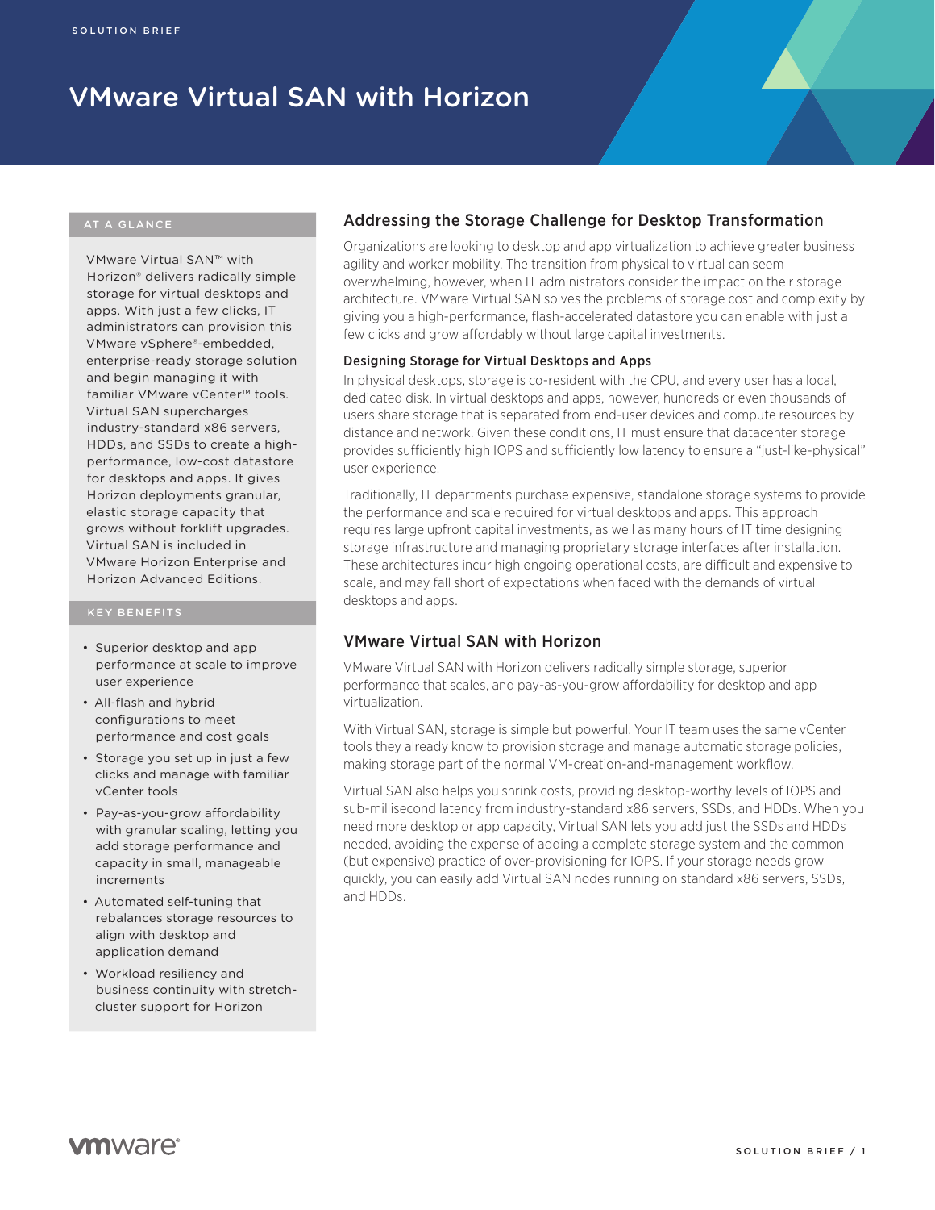SOLUTION BRIEF

# VMware Virtual SAN with Horizon

## AT A GLANCE

VMware Virtual SAN™ with Horizon® delivers radically simple storage for virtual desktops and apps. With just a few clicks, IT administrators can provision this VMware vSphere®-embedded, enterprise-ready storage solution and begin managing it with familiar VMware vCenter™ tools. Virtual SAN supercharges industry-standard x86 servers, HDDs, and SSDs to create a high-performance, low-cost datastore for desktops and apps. It gives Horizon deployments granular, elastic storage capacity that grows without forklift upgrades. Virtual SAN is included in VMware Horizon Enterprise and Horizon Advanced Editions.

## KEY BENEFITS

- Superior desktop and app performance at scale to improve user experience
- All-flash and hybrid configurations to meet performance and cost goals
- Storage you set up in just a few clicks and manage with familiar vCenter tools
- Pay-as-you-grow affordability with granular scaling, letting you add storage performance and capacity in small, manageable increments
- Automated self-tuning that rebalances storage resources to align with desktop and application demand
- Workload resiliency and business continuity with stretch-cluster support for Horizon

## Addressing the Storage Challenge for Desktop Transformation

Organizations are looking to desktop and app virtualization to achieve greater business agility and worker mobility. The transition from physical to virtual can seem overwhelming, however, when IT administrators consider the impact on their storage architecture. VMware Virtual SAN solves the problems of storage cost and complexity by giving you a high-performance, flash-accelerated datastore you can enable with just a few clicks and grow affordably without large capital investments.

### Designing Storage for Virtual Desktops and Apps

In physical desktops, storage is co-resident with the CPU, and every user has a local, dedicated disk. In virtual desktops and apps, however, hundreds or even thousands of users share storage that is separated from end-user devices and compute resources by distance and network. Given these conditions, IT must ensure that datacenter storage provides sufficiently high IOPS and sufficiently low latency to ensure a "just-like-physical" user experience.

Traditionally, IT departments purchase expensive, standalone storage systems to provide the performance and scale required for virtual desktops and apps. This approach requires large upfront capital investments, as well as many hours of IT time designing storage infrastructure and managing proprietary storage interfaces after installation. These architectures incur high ongoing operational costs, are difficult and expensive to scale, and may fall short of expectations when faced with the demands of virtual desktops and apps.

## VMware Virtual SAN with Horizon

VMware Virtual SAN with Horizon delivers radically simple storage, superior performance that scales, and pay-as-you-grow affordability for desktop and app virtualization.

With Virtual SAN, storage is simple but powerful. Your IT team uses the same vCenter tools they already know to provision storage and manage automatic storage policies, making storage part of the normal VM-creation-and-management workflow.

Virtual SAN also helps you shrink costs, providing desktop-worthy levels of IOPS and sub-millisecond latency from industry-standard x86 servers, SSDs, and HDDs. When you need more desktop or app capacity, Virtual SAN lets you add just the SSDs and HDDs needed, avoiding the expense of adding a complete storage system and the common (but expensive) practice of over-provisioning for IOPS. If your storage needs grow quickly, you can easily add Virtual SAN nodes running on standard x86 servers, SSDs, and HDDs.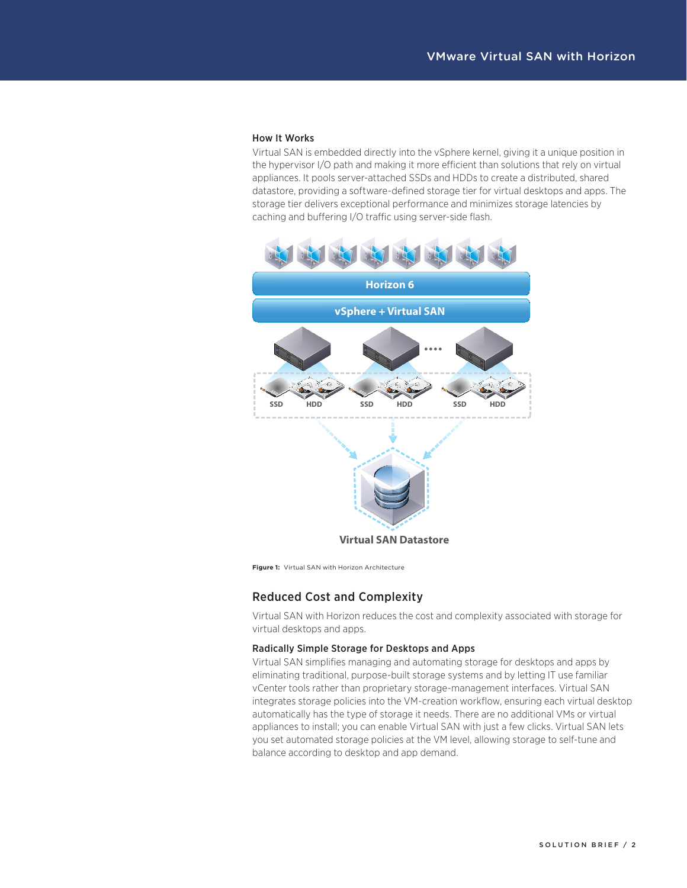### How It Works

Virtual SAN is embedded directly into the vSphere kernel, giving it a unique position in the hypervisor I/O path and making it more efficient than solutions that rely on virtual appliances. It pools server-attached SSDs and HDDs to create a distributed, shared datastore, providing a software-defined storage tier for virtual desktops and apps. The storage tier delivers exceptional performance and minimizes storage latencies by caching and buffering I/O traffic using server-side flash.

**Figure 1:** Virtual SAN with Horizon Architecture

## Reduced Cost and Complexity

Virtual SAN with Horizon reduces the cost and complexity associated with storage for virtual desktops and apps.

### Radically Simple Storage for Desktops and Apps

Virtual SAN simplifies managing and automating storage for desktops and apps by eliminating traditional, purpose-built storage systems and by letting IT use familiar vCenter tools rather than proprietary storage-management interfaces. Virtual SAN integrates storage policies into the VM-creation workflow, ensuring each virtual desktop automatically has the type of storage it needs. There are no additional VMs or virtual appliances to install; you can enable Virtual SAN with just a few clicks. Virtual SAN lets you set automated storage policies at the VM level, allowing storage to self-tune and balance according to desktop and app demand.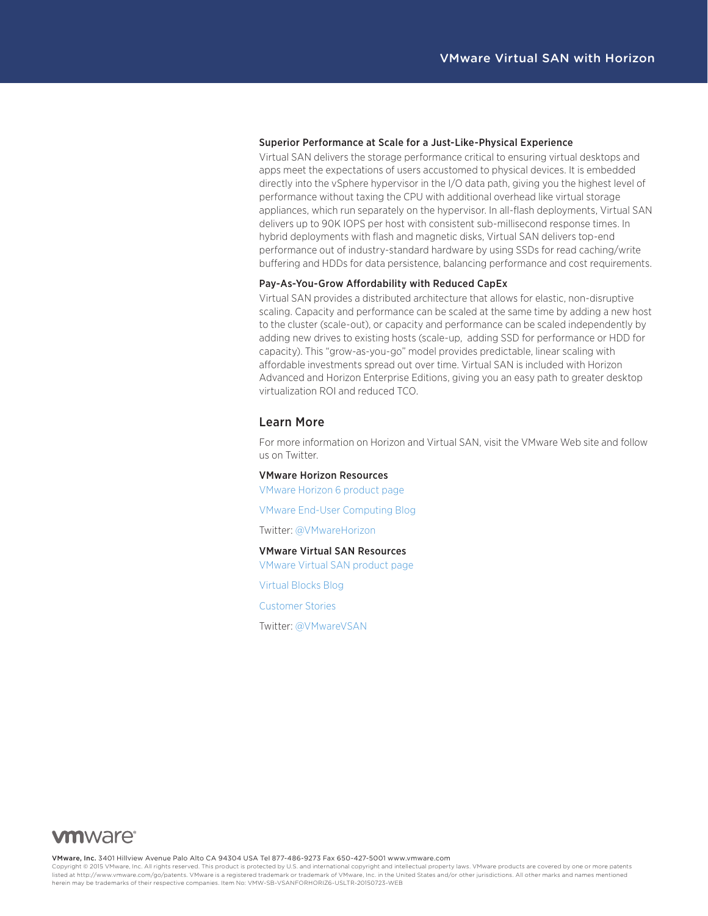### Superior Performance at Scale for a Just-Like-Physical Experience

Virtual SAN delivers the storage performance critical to ensuring virtual desktops and apps meet the expectations of users accustomed to physical devices. It is embedded directly into the vSphere hypervisor in the I/O data path, giving you the highest level of performance without taxing the CPU with additional overhead like virtual storage appliances, which run separately on the hypervisor. In all-flash deployments, Virtual SAN delivers up to 90K IOPS per host with consistent sub-millisecond response times. In hybrid deployments with flash and magnetic disks, Virtual SAN delivers top-end performance out of industry-standard hardware by using SSDs for read caching/write buffering and HDDs for data persistence, balancing performance and cost requirements.

### Pay-As-You-Grow Affordability with Reduced CapEx

Virtual SAN provides a distributed architecture that allows for elastic, non-disruptive scaling. Capacity and performance can be scaled at the same time by adding a new host to the cluster (scale-out), or capacity and performance can be scaled independently by adding new drives to existing hosts (scale-up, adding SSD for performance or HDD for capacity). This "grow-as-you-go" model provides predictable, linear scaling with affordable investments spread out over time. Virtual SAN is included with Horizon Advanced and Horizon Enterprise Editions, giving you an easy path to greater desktop virtualization ROI and reduced TCO.

## Learn More

For more information on Horizon and Virtual SAN, visit the VMware Web site and follow us on Twitter.

### VMware Horizon Resources

VMware Horizon 6 product page

VMware End-User Computing Blog

Twitter: @VMwareHorizon

### VMware Virtual SAN Resources

VMware Virtual SAN product page

Virtual Blocks Blog

Customer Stories

Twitter: @VMwareVSAN

**VMware, Inc.** 3401 Hillview Avenue Palo Alto CA 94304 USA Tel 877-486-9273 Fax 650-427-5001 www.vmware.com
Copyright © 2015 VMware, Inc. All rights reserved. This product is protected by U.S. and international copyright and intellectual property laws. VMware products are covered by one or more patents listed at http://www.vmware.com/go/patents. VMware is a registered trademark or trademark of VMware, Inc. in the United States and/or other jurisdictions. All other marks and names mentioned herein may be trademarks of their respective companies. Item No: VMW-SB-VSANFORHORIZ6-USLTR-20150723-WEB